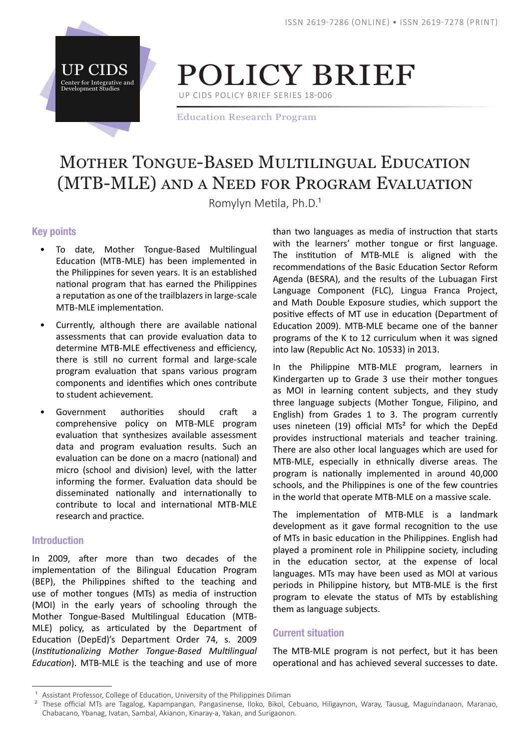ISSN 2619-7286 (ONLINE) • ISSN 2619-7278 (PRINT)

UP CIDS
Center for Integrative and Development Studies

# POLICY BRIEF

UP CIDS POLICY BRIEF SERIES 18-006

Education Research Program

# Mother Tongue-Based Multilingual Education (MTB-MLE) and a Need for Program Evaluation

Romylyn Metila, Ph.D.[1]

## Key points

- To date, Mother Tongue-Based Multilingual Education (MTB-MLE) has been implemented in the Philippines for seven years. It is an established national program that has earned the Philippines a reputation as one of the trailblazers in large-scale MTB-MLE implementation.
- Currently, although there are available national assessments that can provide evaluation data to determine MTB-MLE effectiveness and efficiency, there is still no current formal and large-scale program evaluation that spans various program components and identifies which ones contribute to student achievement.
- Government authorities should craft a comprehensive policy on MTB-MLE program evaluation that synthesizes available assessment data and program evaluation results. Such an evaluation can be done on a macro (national) and micro (school and division) level, with the latter informing the former. Evaluation data should be disseminated nationally and internationally to contribute to local and international MTB-MLE research and practice.

## Introduction

In 2009, after more than two decades of the implementation of the Bilingual Education Program (BEP), the Philippines shifted to the teaching and use of mother tongues (MTs) as media of instruction (MOI) in the early years of schooling through the Mother Tongue-Based Multilingual Education (MTB-MLE) policy, as articulated by the Department of Education (DepEd)'s Department Order 74, s. 2009 (*Institutionalizing Mother Tongue-Based Multilingual Education*). MTB-MLE is the teaching and use of more than two languages as media of instruction that starts with the learners' mother tongue or first language. The institution of MTB-MLE is aligned with the recommendations of the Basic Education Sector Reform Agenda (BESRA), and the results of the Lubuagan First Language Component (FLC), Lingua Franca Project, and Math Double Exposure studies, which support the positive effects of MT use in education (Department of Education 2009). MTB-MLE became one of the banner programs of the K to 12 curriculum when it was signed into law (Republic Act No. 10533) in 2013.

In the Philippine MTB-MLE program, learners in Kindergarten up to Grade 3 use their mother tongues as MOI in learning content subjects, and they study three language subjects (Mother Tongue, Filipino, and English) from Grades 1 to 3. The program currently uses nineteen (19) official MTs[2] for which the DepEd provides instructional materials and teacher training. There are also other local languages which are used for MTB-MLE, especially in ethnically diverse areas. The program is nationally implemented in around 40,000 schools, and the Philippines is one of the few countries in the world that operate MTB-MLE on a massive scale.

The implementation of MTB-MLE is a landmark development as it gave formal recognition to the use of MTs in basic education in the Philippines. English had played a prominent role in Philippine society, including in the education sector, at the expense of local languages. MTs may have been used as MOI at various periods in Philippine history, but MTB-MLE is the first program to elevate the status of MTs by establishing them as language subjects.

## Current situation

The MTB-MLE program is not perfect, but it has been operational and has achieved several successes to date.

---

[1] Assistant Professor, College of Education, University of the Philippines Diliman

[2] These official MTs are Tagalog, Kapampangan, Pangasinense, Iloko, Bikol, Cebuano, Hiligaynon, Waray, Tausug, Maguindanaon, Maranao, Chabacano, Ybanag, Ivatan, Sambal, Akianon, Kinaray-a, Yakan, and Surigaonon.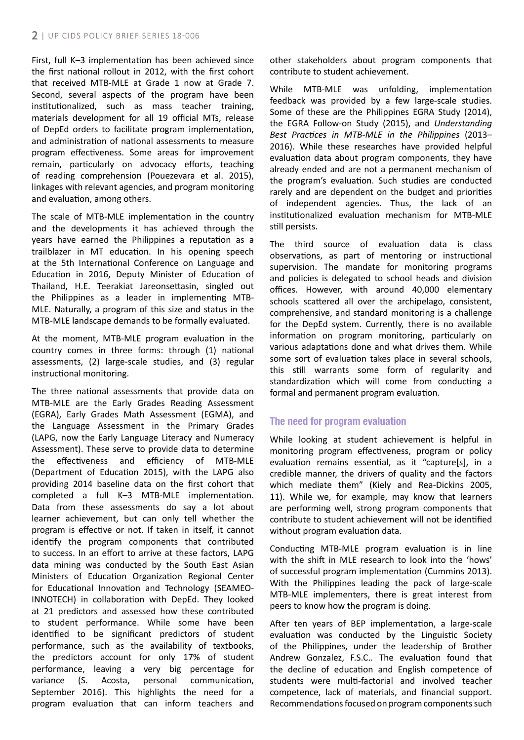First, full K–3 implementation has been achieved since the first national rollout in 2012, with the first cohort that received MTB-MLE at Grade 1 now at Grade 7. Second, several aspects of the program have been institutionalized, such as mass teacher training, materials development for all 19 official MTs, release of DepEd orders to facilitate program implementation, and administration of national assessments to measure program effectiveness. Some areas for improvement remain, particularly on advocacy efforts, teaching of reading comprehension (Pouezevara et al. 2015), linkages with relevant agencies, and program monitoring and evaluation, among others.

The scale of MTB-MLE implementation in the country and the developments it has achieved through the years have earned the Philippines a reputation as a trailblazer in MT education. In his opening speech at the 5th International Conference on Language and Education in 2016, Deputy Minister of Education of Thailand, H.E. Teerakiat Jareonsettasin, singled out the Philippines as a leader in implementing MTB-MLE. Naturally, a program of this size and status in the MTB-MLE landscape demands to be formally evaluated.

At the moment, MTB-MLE program evaluation in the country comes in three forms: through (1) national assessments, (2) large-scale studies, and (3) regular instructional monitoring.

The three national assessments that provide data on MTB-MLE are the Early Grades Reading Assessment (EGRA), Early Grades Math Assessment (EGMA), and the Language Assessment in the Primary Grades (LAPG, now the Early Language Literacy and Numeracy Assessment). These serve to provide data to determine the effectiveness and efficiency of MTB-MLE (Department of Education 2015), with the LAPG also providing 2014 baseline data on the first cohort that completed a full K–3 MTB-MLE implementation. Data from these assessments do say a lot about learner achievement, but can only tell whether the program is effective or not. If taken in itself, it cannot identify the program components that contributed to success. In an effort to arrive at these factors, LAPG data mining was conducted by the South East Asian Ministers of Education Organization Regional Center for Educational Innovation and Technology (SEAMEO-INNOTECH) in collaboration with DepEd. They looked at 21 predictors and assessed how these contributed to student performance. While some have been identified to be significant predictors of student performance, such as the availability of textbooks, the predictors account for only 17% of student performance, leaving a very big percentage for variance (S. Acosta, personal communication, September 2016). This highlights the need for a program evaluation that can inform teachers and other stakeholders about program components that contribute to student achievement.

While MTB-MLE was unfolding, implementation feedback was provided by a few large-scale studies. Some of these are the Philippines EGRA Study (2014), the EGRA Follow-on Study (2015), and *Understanding Best Practices in MTB-MLE in the Philippines* (2013–2016). While these researches have provided helpful evaluation data about program components, they have already ended and are not a permanent mechanism of the program's evaluation. Such studies are conducted rarely and are dependent on the budget and priorities of independent agencies. Thus, the lack of an institutionalized evaluation mechanism for MTB-MLE still persists.

The third source of evaluation data is class observations, as part of mentoring or instructional supervision. The mandate for monitoring programs and policies is delegated to school heads and division offices. However, with around 40,000 elementary schools scattered all over the archipelago, consistent, comprehensive, and standard monitoring is a challenge for the DepEd system. Currently, there is no available information on program monitoring, particularly on various adaptations done and what drives them. While some sort of evaluation takes place in several schools, this still warrants some form of regularity and standardization which will come from conducting a formal and permanent program evaluation.

## The need for program evaluation

While looking at student achievement is helpful in monitoring program effectiveness, program or policy evaluation remains essential, as it "capture[s], in a credible manner, the drivers of quality and the factors which mediate them" (Kiely and Rea-Dickins 2005, 11). While we, for example, may know that learners are performing well, strong program components that contribute to student achievement will not be identified without program evaluation data.

Conducting MTB-MLE program evaluation is in line with the shift in MLE research to look into the 'hows' of successful program implementation (Cummins 2013). With the Philippines leading the pack of large-scale MTB-MLE implementers, there is great interest from peers to know how the program is doing.

After ten years of BEP implementation, a large-scale evaluation was conducted by the Linguistic Society of the Philippines, under the leadership of Brother Andrew Gonzalez, F.S.C.. The evaluation found that the decline of education and English competence of students were multi-factorial and involved teacher competence, lack of materials, and financial support. Recommendations focused on program components such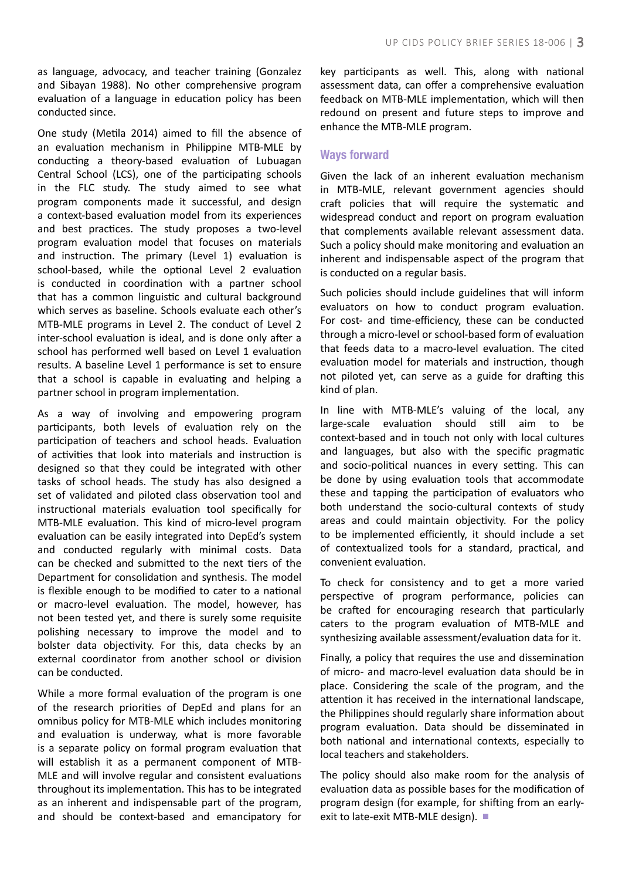as language, advocacy, and teacher training (Gonzalez and Sibayan 1988). No other comprehensive program evaluation of a language in education policy has been conducted since.

One study (Metila 2014) aimed to fill the absence of an evaluation mechanism in Philippine MTB-MLE by conducting a theory-based evaluation of Lubuagan Central School (LCS), one of the participating schools in the FLC study. The study aimed to see what program components made it successful, and design a context-based evaluation model from its experiences and best practices. The study proposes a two-level program evaluation model that focuses on materials and instruction. The primary (Level 1) evaluation is school-based, while the optional Level 2 evaluation is conducted in coordination with a partner school that has a common linguistic and cultural background which serves as baseline. Schools evaluate each other's MTB-MLE programs in Level 2. The conduct of Level 2 inter-school evaluation is ideal, and is done only after a school has performed well based on Level 1 evaluation results. A baseline Level 1 performance is set to ensure that a school is capable in evaluating and helping a partner school in program implementation.

As a way of involving and empowering program participants, both levels of evaluation rely on the participation of teachers and school heads. Evaluation of activities that look into materials and instruction is designed so that they could be integrated with other tasks of school heads. The study has also designed a set of validated and piloted class observation tool and instructional materials evaluation tool specifically for MTB-MLE evaluation. This kind of micro-level program evaluation can be easily integrated into DepEd's system and conducted regularly with minimal costs. Data can be checked and submitted to the next tiers of the Department for consolidation and synthesis. The model is flexible enough to be modified to cater to a national or macro-level evaluation. The model, however, has not been tested yet, and there is surely some requisite polishing necessary to improve the model and to bolster data objectivity. For this, data checks by an external coordinator from another school or division can be conducted.

While a more formal evaluation of the program is one of the research priorities of DepEd and plans for an omnibus policy for MTB-MLE which includes monitoring and evaluation is underway, what is more favorable is a separate policy on formal program evaluation that will establish it as a permanent component of MTB-MLE and will involve regular and consistent evaluations throughout its implementation. This has to be integrated as an inherent and indispensable part of the program, and should be context-based and emancipatory for key participants as well. This, along with national assessment data, can offer a comprehensive evaluation feedback on MTB-MLE implementation, which will then redound on present and future steps to improve and enhance the MTB-MLE program.

## Ways forward

Given the lack of an inherent evaluation mechanism in MTB-MLE, relevant government agencies should craft policies that will require the systematic and widespread conduct and report on program evaluation that complements available relevant assessment data. Such a policy should make monitoring and evaluation an inherent and indispensable aspect of the program that is conducted on a regular basis.

Such policies should include guidelines that will inform evaluators on how to conduct program evaluation. For cost- and time-efficiency, these can be conducted through a micro-level or school-based form of evaluation that feeds data to a macro-level evaluation. The cited evaluation model for materials and instruction, though not piloted yet, can serve as a guide for drafting this kind of plan.

In line with MTB-MLE's valuing of the local, any large-scale evaluation should still aim to be context-based and in touch not only with local cultures and languages, but also with the specific pragmatic and socio-political nuances in every setting. This can be done by using evaluation tools that accommodate these and tapping the participation of evaluators who both understand the socio-cultural contexts of study areas and could maintain objectivity. For the policy to be implemented efficiently, it should include a set of contextualized tools for a standard, practical, and convenient evaluation.

To check for consistency and to get a more varied perspective of program performance, policies can be crafted for encouraging research that particularly caters to the program evaluation of MTB-MLE and synthesizing available assessment/evaluation data for it.

Finally, a policy that requires the use and dissemination of micro- and macro-level evaluation data should be in place. Considering the scale of the program, and the attention it has received in the international landscape, the Philippines should regularly share information about program evaluation. Data should be disseminated in both national and international contexts, especially to local teachers and stakeholders.

The policy should also make room for the analysis of evaluation data as possible bases for the modification of program design (for example, for shifting from an early-exit to late-exit MTB-MLE design).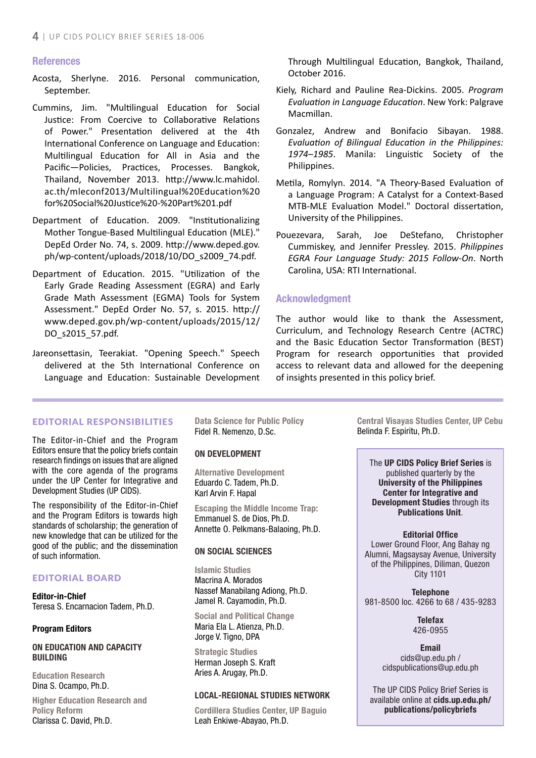## References

Acosta, Sherlyne. 2016. Personal communication, September.

Cummins, Jim. "Multilingual Education for Social Justice: From Coercive to Collaborative Relations of Power." Presentation delivered at the 4th International Conference on Language and Education: Multilingual Education for All in Asia and the Pacific—Policies, Practices, Processes. Bangkok, Thailand, November 2013. http://www.lc.mahidol.ac.th/mleconf2013/Multilingual%20Education%20for%20Social%20Justice%20-%20Part%201.pdf

Department of Education. 2009. "Institutionalizing Mother Tongue-Based Multilingual Education (MLE)." DepEd Order No. 74, s. 2009. http://www.deped.gov.ph/wp-content/uploads/2018/10/DO_s2009_74.pdf.

Department of Education. 2015. "Utilization of the Early Grade Reading Assessment (EGRA) and Early Grade Math Assessment (EGMA) Tools for System Assessment." DepEd Order No. 57, s. 2015. http://www.deped.gov.ph/wp-content/uploads/2015/12/DO_s2015_57.pdf.

Jareonsettasin, Teerakiat. "Opening Speech." Speech delivered at the 5th International Conference on Language and Education: Sustainable Development Through Multilingual Education, Bangkok, Thailand, October 2016.

Kiely, Richard and Pauline Rea-Dickins. 2005. *Program Evaluation in Language Education*. New York: Palgrave Macmillan.

Gonzalez, Andrew and Bonifacio Sibayan. 1988. *Evaluation of Bilingual Education in the Philippines: 1974–1985*. Manila: Linguistic Society of the Philippines.

Metila, Romylyn. 2014. "A Theory-Based Evaluation of a Language Program: A Catalyst for a Context-Based MTB-MLE Evaluation Model." Doctoral dissertation, University of the Philippines.

Pouezevara, Sarah, Joe DeStefano, Christopher Cummiskey, and Jennifer Pressley. 2015. *Philippines EGRA Four Language Study: 2015 Follow-On*. North Carolina, USA: RTI International.

## Acknowledgment

The author would like to thank the Assessment, Curriculum, and Technology Research Centre (ACTRC) and the Basic Education Sector Transformation (BEST) Program for research opportunities that provided access to relevant data and allowed for the deepening of insights presented in this policy brief.

## EDITORIAL RESPONSIBILITIES

The Editor-in-Chief and the Program Editors ensure that the policy briefs contain research findings on issues that are aligned with the core agenda of the programs under the UP Center for Integrative and Development Studies (UP CIDS).

The responsibility of the Editor-in-Chief and the Program Editors is towards high standards of scholarship; the generation of new knowledge that can be utilized for the good of the public; and the dissemination of such information.

## EDITORIAL BOARD

**Editor-in-Chief**
Teresa S. Encarnacion Tadem, Ph.D.

**Program Editors**

**ON EDUCATION AND CAPACITY BUILDING**

Education Research
Dina S. Ocampo, Ph.D.

Higher Education Research and Policy Reform
Clarissa C. David, Ph.D.

Data Science for Public Policy
Fidel R. Nemenzo, D.Sc.

**ON DEVELOPMENT**

Alternative Development
Eduardo C. Tadem, Ph.D.
Karl Arvin F. Hapal

Escaping the Middle Income Trap:
Emmanuel S. de Dios, Ph.D.
Annette O. Pelkmans-Balaoing, Ph.D.

**ON SOCIAL SCIENCES**

Islamic Studies
Macrina A. Morados
Nassef Manabilang Adiong, Ph.D.
Jamel R. Cayamodin, Ph.D.

Social and Political Change
Maria Ela L. Atienza, Ph.D.
Jorge V. Tigno, DPA

Strategic Studies
Herman Joseph S. Kraft
Aries A. Arugay, Ph.D.

**LOCAL-REGIONAL STUDIES NETWORK**

Cordillera Studies Center, UP Baguio
Leah Enkiwe-Abayao, Ph.D.

Central Visayas Studies Center, UP Cebu
Belinda F. Espiritu, Ph.D.

The **UP CIDS Policy Brief Series** is published quarterly by the **University of the Philippines Center for Integrative and Development Studies** through its **Publications Unit**.

**Editorial Office**
Lower Ground Floor, Ang Bahay ng Alumni, Magsaysay Avenue, University of the Philippines, Diliman, Quezon City 1101

**Telephone**
981-8500 loc. 4266 to 68 / 435-9283

**Telefax**
426-0955

**Email**
cids@up.edu.ph / cidspublications@up.edu.ph

The UP CIDS Policy Brief Series is available online at **cids.up.edu.ph/publications/policybriefs**